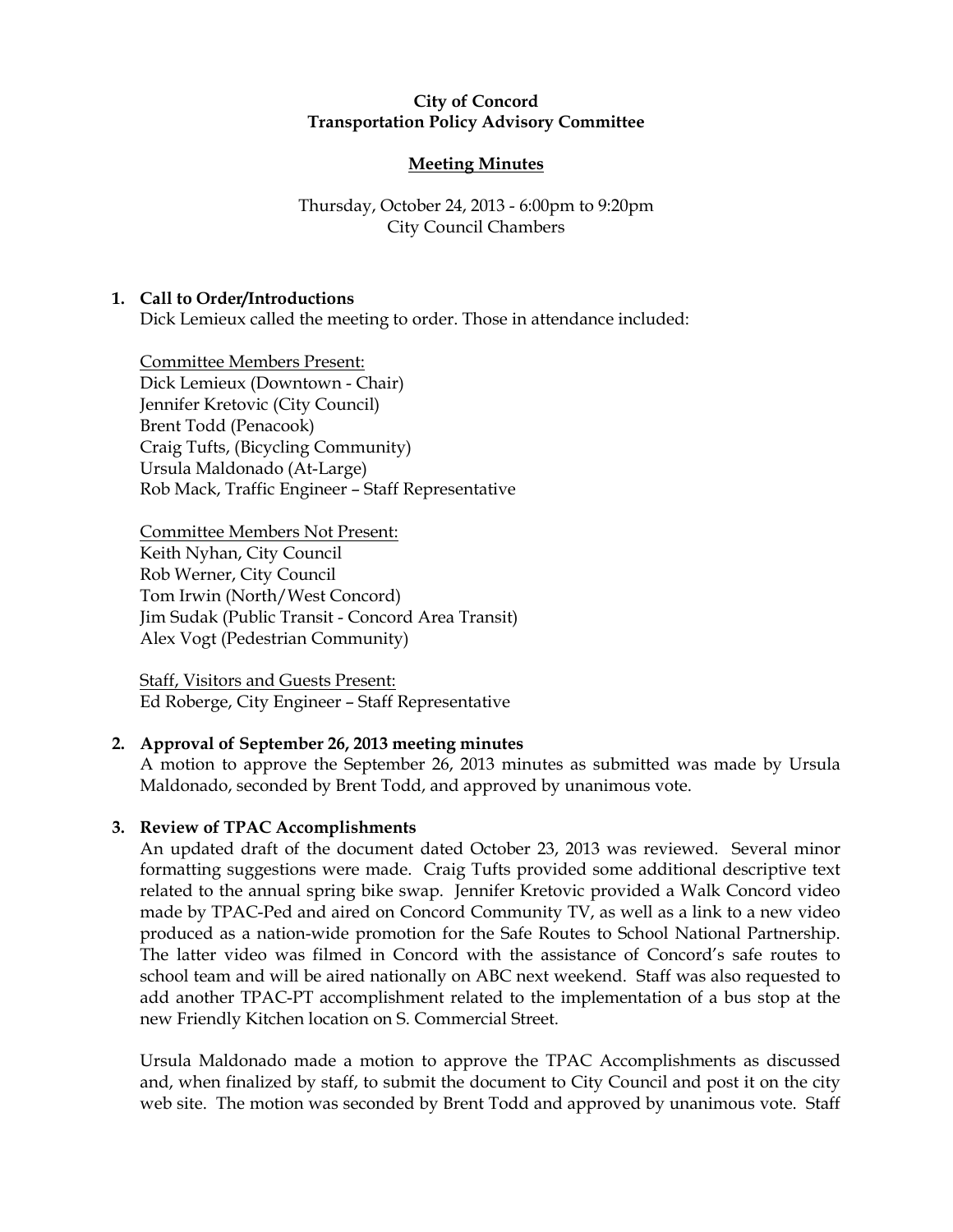**City of Concord**
**Transportation Policy Advisory Committee**

**Meeting Minutes**

Thursday, October 24, 2013 - 6:00pm to 9:20pm
City Council Chambers

## 1. Call to Order/Introductions

Dick Lemieux called the meeting to order. Those in attendance included:

Committee Members Present:
Dick Lemieux (Downtown - Chair)
Jennifer Kretovic (City Council)
Brent Todd (Penacook)
Craig Tufts, (Bicycling Community)
Ursula Maldonado (At-Large)
Rob Mack, Traffic Engineer – Staff Representative

Committee Members Not Present:
Keith Nyhan, City Council
Rob Werner, City Council
Tom Irwin (North/West Concord)
Jim Sudak (Public Transit - Concord Area Transit)
Alex Vogt (Pedestrian Community)

Staff, Visitors and Guests Present:
Ed Roberge, City Engineer – Staff Representative

## 2. Approval of September 26, 2013 meeting minutes

A motion to approve the September 26, 2013 minutes as submitted was made by Ursula Maldonado, seconded by Brent Todd, and approved by unanimous vote.

## 3. Review of TPAC Accomplishments

An updated draft of the document dated October 23, 2013 was reviewed. Several minor formatting suggestions were made. Craig Tufts provided some additional descriptive text related to the annual spring bike swap. Jennifer Kretovic provided a Walk Concord video made by TPAC-Ped and aired on Concord Community TV, as well as a link to a new video produced as a nation-wide promotion for the Safe Routes to School National Partnership. The latter video was filmed in Concord with the assistance of Concord's safe routes to school team and will be aired nationally on ABC next weekend. Staff was also requested to add another TPAC-PT accomplishment related to the implementation of a bus stop at the new Friendly Kitchen location on S. Commercial Street.

Ursula Maldonado made a motion to approve the TPAC Accomplishments as discussed and, when finalized by staff, to submit the document to City Council and post it on the city web site. The motion was seconded by Brent Todd and approved by unanimous vote. Staff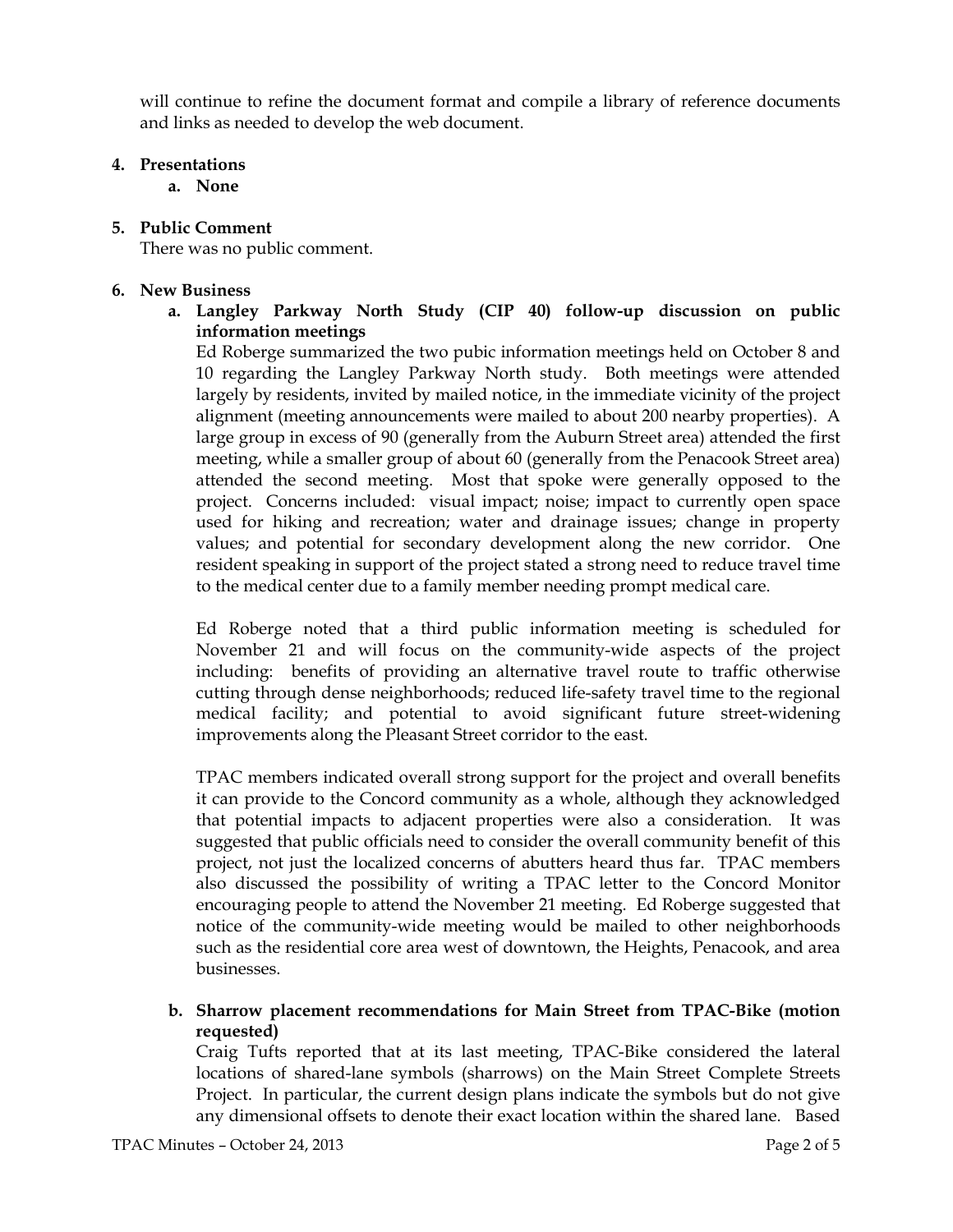will continue to refine the document format and compile a library of reference documents and links as needed to develop the web document.

**4. Presentations**

**a. None**

**5. Public Comment**

There was no public comment.

**6. New Business**

**a. Langley Parkway North Study (CIP 40) follow-up discussion on public information meetings**

Ed Roberge summarized the two pubic information meetings held on October 8 and 10 regarding the Langley Parkway North study. Both meetings were attended largely by residents, invited by mailed notice, in the immediate vicinity of the project alignment (meeting announcements were mailed to about 200 nearby properties). A large group in excess of 90 (generally from the Auburn Street area) attended the first meeting, while a smaller group of about 60 (generally from the Penacook Street area) attended the second meeting. Most that spoke were generally opposed to the project. Concerns included: visual impact; noise; impact to currently open space used for hiking and recreation; water and drainage issues; change in property values; and potential for secondary development along the new corridor. One resident speaking in support of the project stated a strong need to reduce travel time to the medical center due to a family member needing prompt medical care.

Ed Roberge noted that a third public information meeting is scheduled for November 21 and will focus on the community-wide aspects of the project including: benefits of providing an alternative travel route to traffic otherwise cutting through dense neighborhoods; reduced life-safety travel time to the regional medical facility; and potential to avoid significant future street-widening improvements along the Pleasant Street corridor to the east.

TPAC members indicated overall strong support for the project and overall benefits it can provide to the Concord community as a whole, although they acknowledged that potential impacts to adjacent properties were also a consideration. It was suggested that public officials need to consider the overall community benefit of this project, not just the localized concerns of abutters heard thus far. TPAC members also discussed the possibility of writing a TPAC letter to the Concord Monitor encouraging people to attend the November 21 meeting. Ed Roberge suggested that notice of the community-wide meeting would be mailed to other neighborhoods such as the residential core area west of downtown, the Heights, Penacook, and area businesses.

**b. Sharrow placement recommendations for Main Street from TPAC-Bike (motion requested)**

Craig Tufts reported that at its last meeting, TPAC-Bike considered the lateral locations of shared-lane symbols (sharrows) on the Main Street Complete Streets Project. In particular, the current design plans indicate the symbols but do not give any dimensional offsets to denote their exact location within the shared lane. Based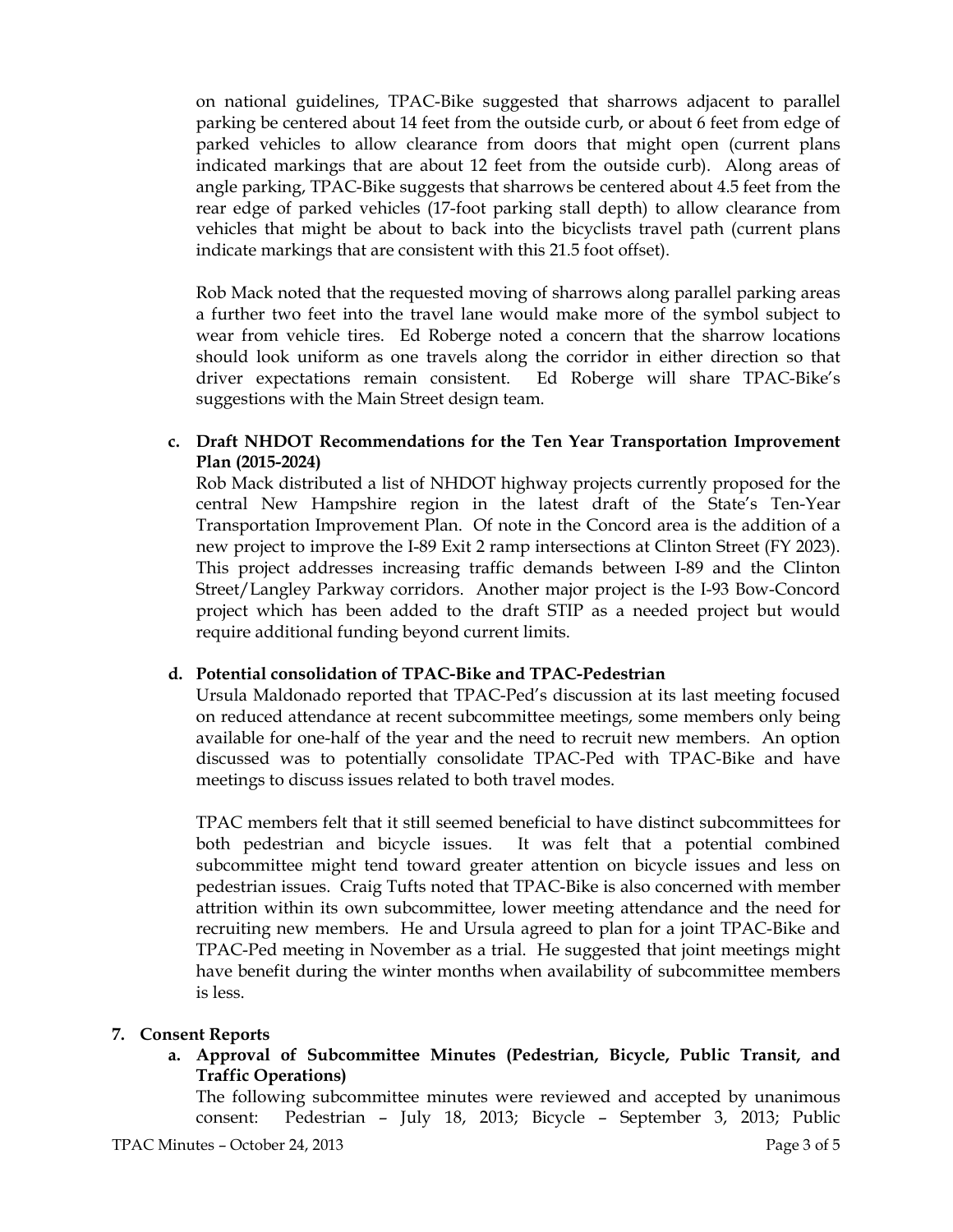on national guidelines, TPAC-Bike suggested that sharrows adjacent to parallel parking be centered about 14 feet from the outside curb, or about 6 feet from edge of parked vehicles to allow clearance from doors that might open (current plans indicated markings that are about 12 feet from the outside curb). Along areas of angle parking, TPAC-Bike suggests that sharrows be centered about 4.5 feet from the rear edge of parked vehicles (17-foot parking stall depth) to allow clearance from vehicles that might be about to back into the bicyclists travel path (current plans indicate markings that are consistent with this 21.5 foot offset).

Rob Mack noted that the requested moving of sharrows along parallel parking areas a further two feet into the travel lane would make more of the symbol subject to wear from vehicle tires. Ed Roberge noted a concern that the sharrow locations should look uniform as one travels along the corridor in either direction so that driver expectations remain consistent. Ed Roberge will share TPAC-Bike's suggestions with the Main Street design team.

**c. Draft NHDOT Recommendations for the Ten Year Transportation Improvement Plan (2015-2024)**

Rob Mack distributed a list of NHDOT highway projects currently proposed for the central New Hampshire region in the latest draft of the State's Ten-Year Transportation Improvement Plan. Of note in the Concord area is the addition of a new project to improve the I-89 Exit 2 ramp intersections at Clinton Street (FY 2023). This project addresses increasing traffic demands between I-89 and the Clinton Street/Langley Parkway corridors. Another major project is the I-93 Bow-Concord project which has been added to the draft STIP as a needed project but would require additional funding beyond current limits.

**d. Potential consolidation of TPAC-Bike and TPAC-Pedestrian**

Ursula Maldonado reported that TPAC-Ped's discussion at its last meeting focused on reduced attendance at recent subcommittee meetings, some members only being available for one-half of the year and the need to recruit new members. An option discussed was to potentially consolidate TPAC-Ped with TPAC-Bike and have meetings to discuss issues related to both travel modes.

TPAC members felt that it still seemed beneficial to have distinct subcommittees for both pedestrian and bicycle issues. It was felt that a potential combined subcommittee might tend toward greater attention on bicycle issues and less on pedestrian issues. Craig Tufts noted that TPAC-Bike is also concerned with member attrition within its own subcommittee, lower meeting attendance and the need for recruiting new members. He and Ursula agreed to plan for a joint TPAC-Bike and TPAC-Ped meeting in November as a trial. He suggested that joint meetings might have benefit during the winter months when availability of subcommittee members is less.

**7. Consent Reports**

**a. Approval of Subcommittee Minutes (Pedestrian, Bicycle, Public Transit, and Traffic Operations)**

The following subcommittee minutes were reviewed and accepted by unanimous consent: Pedestrian – July 18, 2013; Bicycle – September 3, 2013; Public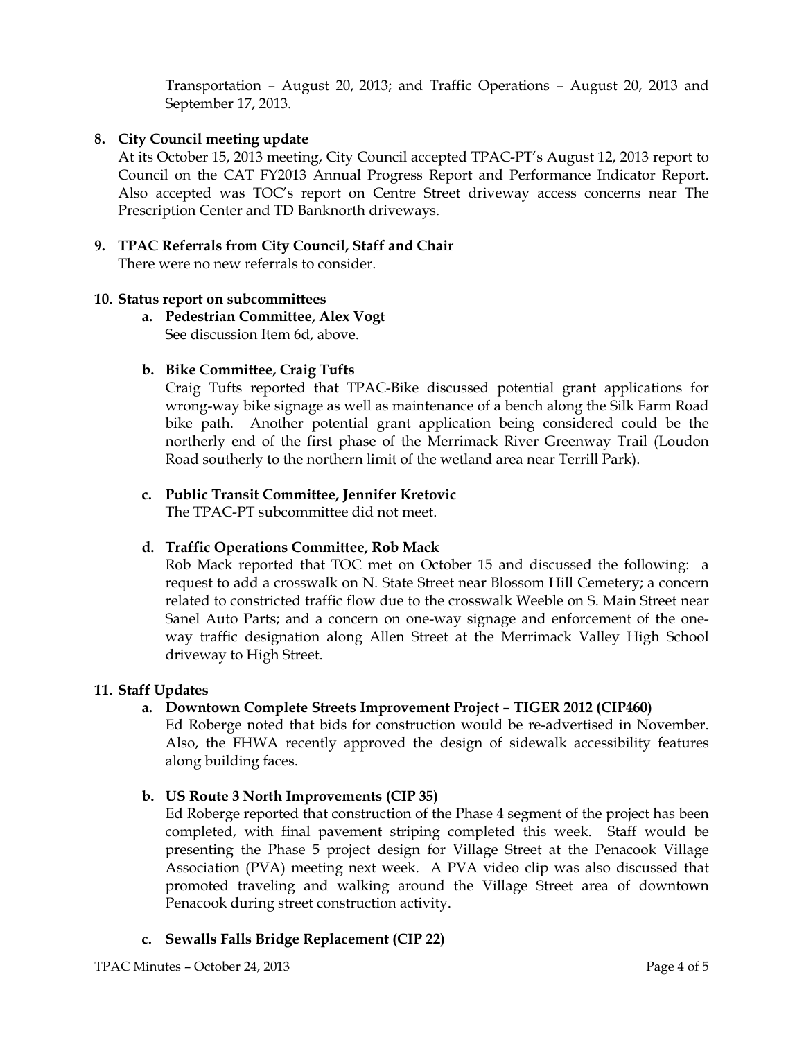Transportation – August 20, 2013; and Traffic Operations – August 20, 2013 and September 17, 2013.

**8. City Council meeting update**

At its October 15, 2013 meeting, City Council accepted TPAC-PT's August 12, 2013 report to Council on the CAT FY2013 Annual Progress Report and Performance Indicator Report. Also accepted was TOC's report on Centre Street driveway access concerns near The Prescription Center and TD Banknorth driveways.

**9. TPAC Referrals from City Council, Staff and Chair**

There were no new referrals to consider.

**10. Status report on subcommittees**

**a. Pedestrian Committee, Alex Vogt**

See discussion Item 6d, above.

**b. Bike Committee, Craig Tufts**

Craig Tufts reported that TPAC-Bike discussed potential grant applications for wrong-way bike signage as well as maintenance of a bench along the Silk Farm Road bike path. Another potential grant application being considered could be the northerly end of the first phase of the Merrimack River Greenway Trail (Loudon Road southerly to the northern limit of the wetland area near Terrill Park).

**c. Public Transit Committee, Jennifer Kretovic**

The TPAC-PT subcommittee did not meet.

**d. Traffic Operations Committee, Rob Mack**

Rob Mack reported that TOC met on October 15 and discussed the following: a request to add a crosswalk on N. State Street near Blossom Hill Cemetery; a concern related to constricted traffic flow due to the crosswalk Weeble on S. Main Street near Sanel Auto Parts; and a concern on one-way signage and enforcement of the one-way traffic designation along Allen Street at the Merrimack Valley High School driveway to High Street.

**11. Staff Updates**

**a. Downtown Complete Streets Improvement Project – TIGER 2012 (CIP460)**

Ed Roberge noted that bids for construction would be re-advertised in November. Also, the FHWA recently approved the design of sidewalk accessibility features along building faces.

**b. US Route 3 North Improvements (CIP 35)**

Ed Roberge reported that construction of the Phase 4 segment of the project has been completed, with final pavement striping completed this week. Staff would be presenting the Phase 5 project design for Village Street at the Penacook Village Association (PVA) meeting next week. A PVA video clip was also discussed that promoted traveling and walking around the Village Street area of downtown Penacook during street construction activity.

**c. Sewalls Falls Bridge Replacement (CIP 22)**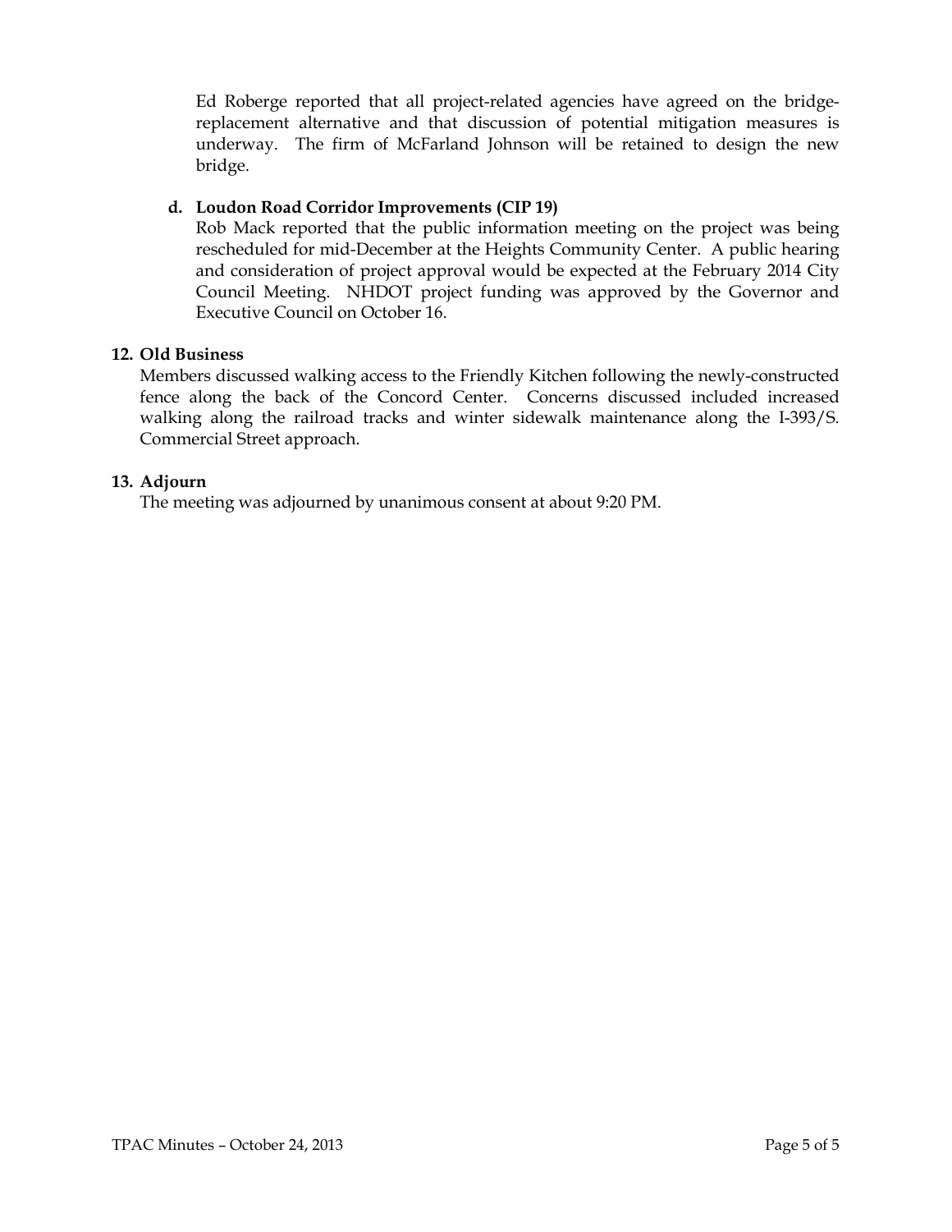Ed Roberge reported that all project-related agencies have agreed on the bridge-replacement alternative and that discussion of potential mitigation measures is underway. The firm of McFarland Johnson will be retained to design the new bridge.

**d. Loudon Road Corridor Improvements (CIP 19)**

Rob Mack reported that the public information meeting on the project was being rescheduled for mid-December at the Heights Community Center. A public hearing and consideration of project approval would be expected at the February 2014 City Council Meeting. NHDOT project funding was approved by the Governor and Executive Council on October 16.

**12. Old Business**

Members discussed walking access to the Friendly Kitchen following the newly-constructed fence along the back of the Concord Center. Concerns discussed included increased walking along the railroad tracks and winter sidewalk maintenance along the I-393/S. Commercial Street approach.

**13. Adjourn**

The meeting was adjourned by unanimous consent at about 9:20 PM.